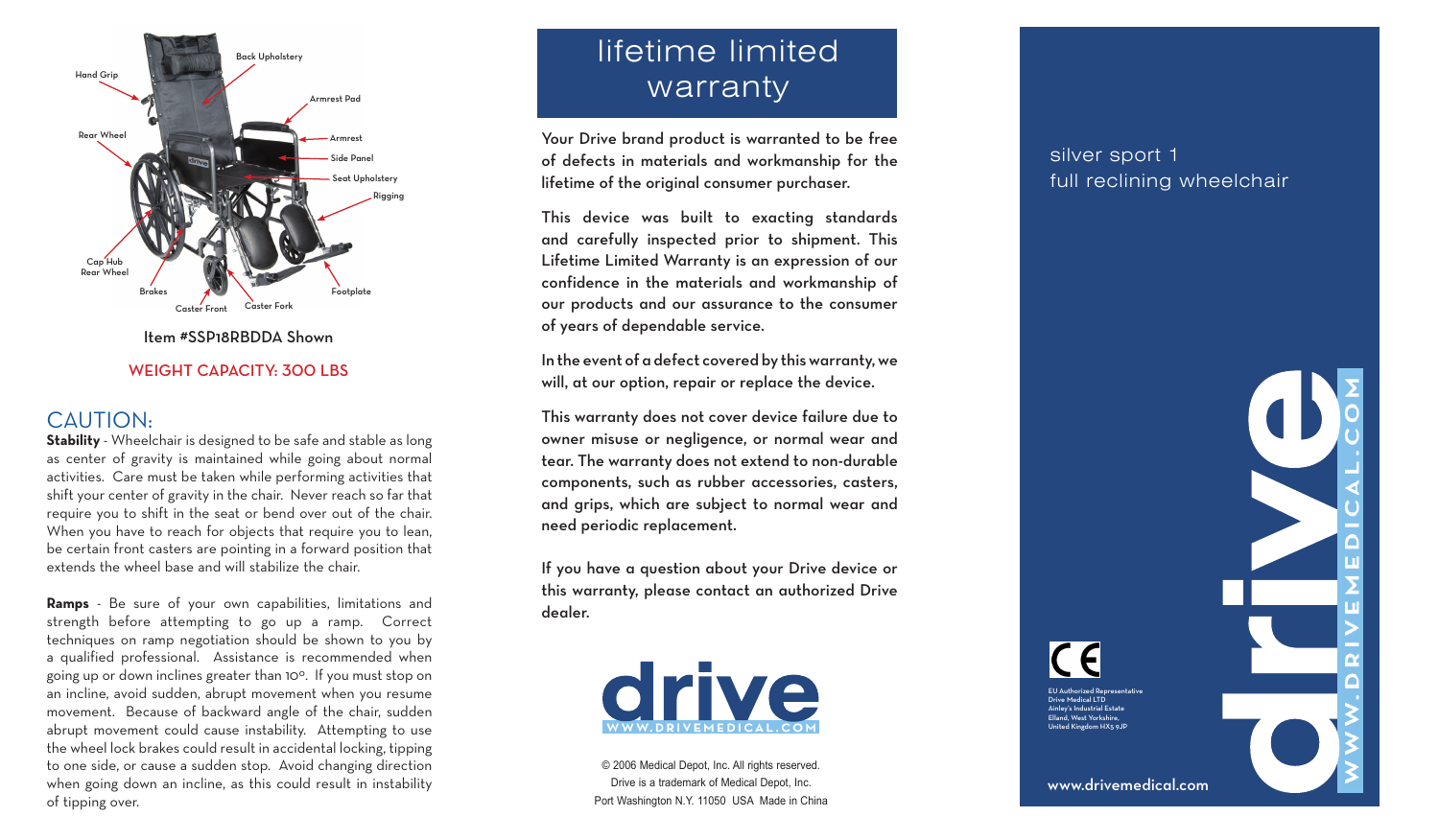Hand Grip

Back Upholstery

Armrest Pad

Rear Wheel

Armrest

Side Panel

Seat Upholstery

Rigging

Cap Hub Rear Wheel

Brakes

Caster Front

Caster Fork

Footplate

Item #SSP18RBDDA Shown

WEIGHT CAPACITY: 300 LBS

## CAUTION:

**Stability** - Wheelchair is designed to be safe and stable as long as center of gravity is maintained while going about normal activities. Care must be taken while performing activities that shift your center of gravity in the chair. Never reach so far that require you to shift in the seat or bend over out of the chair. When you have to reach for objects that require you to lean, be certain front casters are pointing in a forward position that extends the wheel base and will stabilize the chair.

**Ramps** - Be sure of your own capabilities, limitations and strength before attempting to go up a ramp. Correct techniques on ramp negotiation should be shown to you by a qualified professional. Assistance is recommended when going up or down inclines greater than 10°. If you must stop on an incline, avoid sudden, abrupt movement when you resume movement. Because of backward angle of the chair, sudden abrupt movement could cause instability. Attempting to use the wheel lock brakes could result in accidental locking, tipping to one side, or cause a sudden stop. Avoid changing direction when going down an incline, as this could result in instability of tipping over.

## lifetime limited warranty

Your Drive brand product is warranted to be free of defects in materials and workmanship for the lifetime of the original consumer purchaser.

This device was built to exacting standards and carefully inspected prior to shipment. This Lifetime Limited Warranty is an expression of our confidence in the materials and workmanship of our products and our assurance to the consumer of years of dependable service.

In the event of a defect covered by this warranty, we will, at our option, repair or replace the device.

This warranty does not cover device failure due to owner misuse or negligence, or normal wear and tear. The warranty does not extend to non-durable components, such as rubber accessories, casters, and grips, which are subject to normal wear and need periodic replacement.

If you have a question about your Drive device or this warranty, please contact an authorized Drive dealer.

drive
WWW.DRIVEMEDICAL.COM

© 2006 Medical Depot, Inc. All rights reserved.
Drive is a trademark of Medical Depot, Inc.
Port Washington N.Y. 11050 USA Made in China

silver sport 1
full reclining wheelchair

CE

EU Authorized Representative
Drive Medical LTD
Ainley's Industrial Estate
Elland, West Yorkshire,
United Kingdom HX5 9JP

www.drivemedical.com

drive
WWW.DRIVEMEDICAL.COM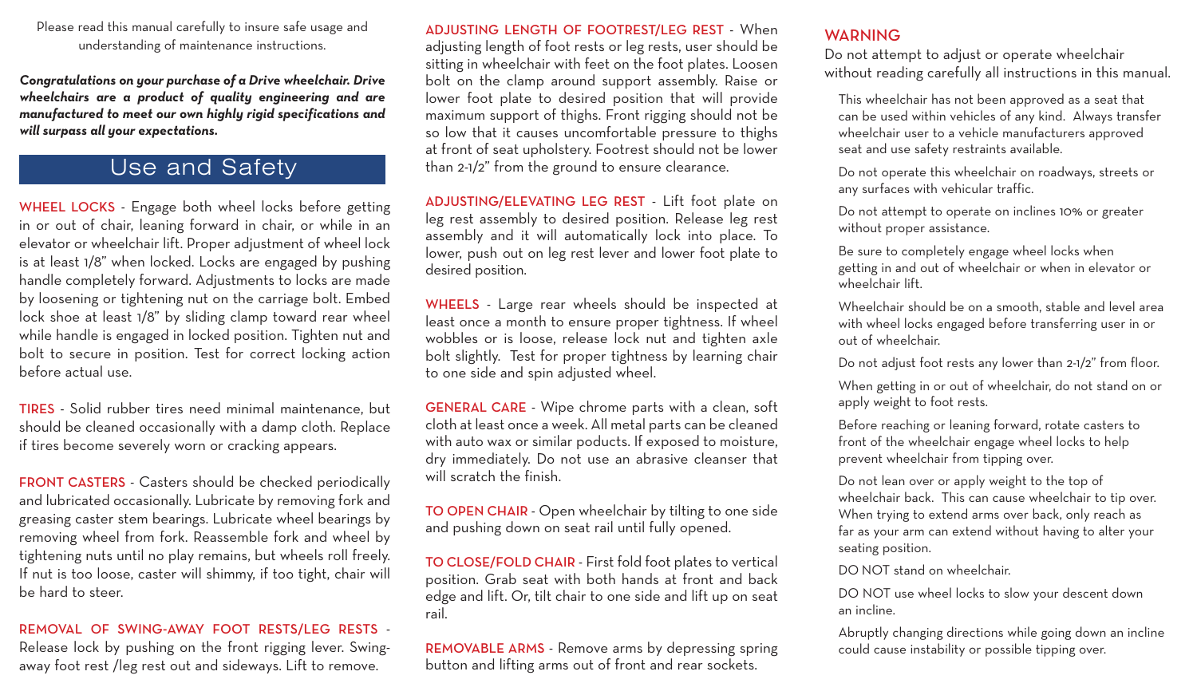Please read this manual carefully to insure safe usage and understanding of maintenance instructions.

***Congratulations on your purchase of a Drive wheelchair. Drive wheelchairs are a product of quality engineering and are manufactured to meet our own highly rigid specifications and will surpass all your expectations.***

## Use and Safety

**WHEEL LOCKS** - Engage both wheel locks before getting in or out of chair, leaning forward in chair, or while in an elevator or wheelchair lift. Proper adjustment of wheel lock is at least 1/8" when locked. Locks are engaged by pushing handle completely forward. Adjustments to locks are made by loosening or tightening nut on the carriage bolt. Embed lock shoe at least 1/8" by sliding clamp toward rear wheel while handle is engaged in locked position. Tighten nut and bolt to secure in position. Test for correct locking action before actual use.

**TIRES** - Solid rubber tires need minimal maintenance, but should be cleaned occasionally with a damp cloth. Replace if tires become severely worn or cracking appears.

**FRONT CASTERS** - Casters should be checked periodically and lubricated occasionally. Lubricate by removing fork and greasing caster stem bearings. Lubricate wheel bearings by removing wheel from fork. Reassemble fork and wheel by tightening nuts until no play remains, but wheels roll freely. If nut is too loose, caster will shimmy, if too tight, chair will be hard to steer.

**REMOVAL OF SWING-AWAY FOOT RESTS/LEG RESTS** - Release lock by pushing on the front rigging lever. Swing-away foot rest /leg rest out and sideways. Lift to remove.

**ADJUSTING LENGTH OF FOOTREST/LEG REST** - When adjusting length of foot rests or leg rests, user should be sitting in wheelchair with feet on the foot plates. Loosen bolt on the clamp around support assembly. Raise or lower foot plate to desired position that will provide maximum support of thighs. Front rigging should not be so low that it causes uncomfortable pressure to thighs at front of seat upholstery. Footrest should not be lower than 2-1/2" from the ground to ensure clearance.

**ADJUSTING/ELEVATING LEG REST** - Lift foot plate on leg rest assembly to desired position. Release leg rest assembly and it will automatically lock into place. To lower, push out on leg rest lever and lower foot plate to desired position.

**WHEELS** - Large rear wheels should be inspected at least once a month to ensure proper tightness. If wheel wobbles or is loose, release lock nut and tighten axle bolt slightly. Test for proper tightness by learning chair to one side and spin adjusted wheel.

**GENERAL CARE** - Wipe chrome parts with a clean, soft cloth at least once a week. All metal parts can be cleaned with auto wax or similar poducts. If exposed to moisture, dry immediately. Do not use an abrasive cleanser that will scratch the finish.

**TO OPEN CHAIR** - Open wheelchair by tilting to one side and pushing down on seat rail until fully opened.

**TO CLOSE/FOLD CHAIR** - First fold foot plates to vertical position. Grab seat with both hands at front and back edge and lift. Or, tilt chair to one side and lift up on seat rail.

**REMOVABLE ARMS** - Remove arms by depressing spring button and lifting arms out of front and rear sockets.

## WARNING

Do not attempt to adjust or operate wheelchair without reading carefully all instructions in this manual.

This wheelchair has not been approved as a seat that can be used within vehicles of any kind. Always transfer wheelchair user to a vehicle manufacturers approved seat and use safety restraints available.

Do not operate this wheelchair on roadways, streets or any surfaces with vehicular traffic.

Do not attempt to operate on inclines 10% or greater without proper assistance.

Be sure to completely engage wheel locks when getting in and out of wheelchair or when in elevator or wheelchair lift.

Wheelchair should be on a smooth, stable and level area with wheel locks engaged before transferring user in or out of wheelchair.

Do not adjust foot rests any lower than 2-1/2" from floor.

When getting in or out of wheelchair, do not stand on or apply weight to foot rests.

Before reaching or leaning forward, rotate casters to front of the wheelchair engage wheel locks to help prevent wheelchair from tipping over.

Do not lean over or apply weight to the top of wheelchair back. This can cause wheelchair to tip over. When trying to extend arms over back, only reach as far as your arm can extend without having to alter your seating position.

DO NOT stand on wheelchair.

DO NOT use wheel locks to slow your descent down an incline.

Abruptly changing directions while going down an incline could cause instability or possible tipping over.